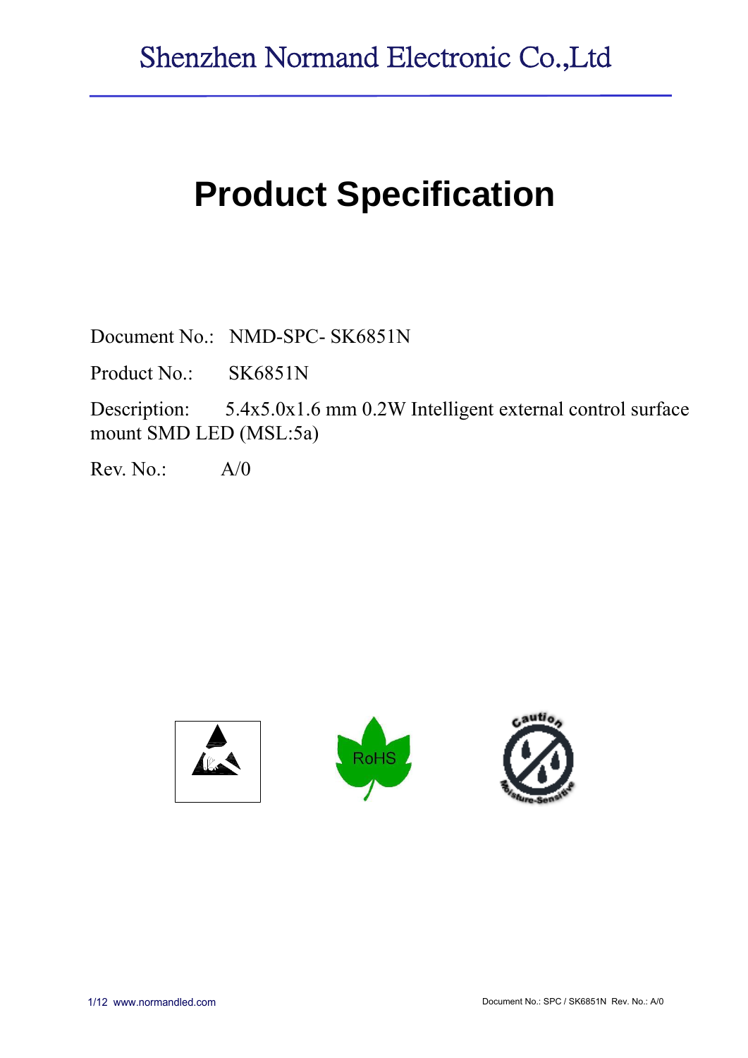Shenzhen Normand Electronic Co.,Ltd

# Product Specification

Document No.: NMD-SPC- SK6851N

Product No.: SK6851N

Description: 5.4x5.0x1.6 mm 0.2W Intelligent external control surface mount SMD LED (MSL:5a)

Rev. No.: A/0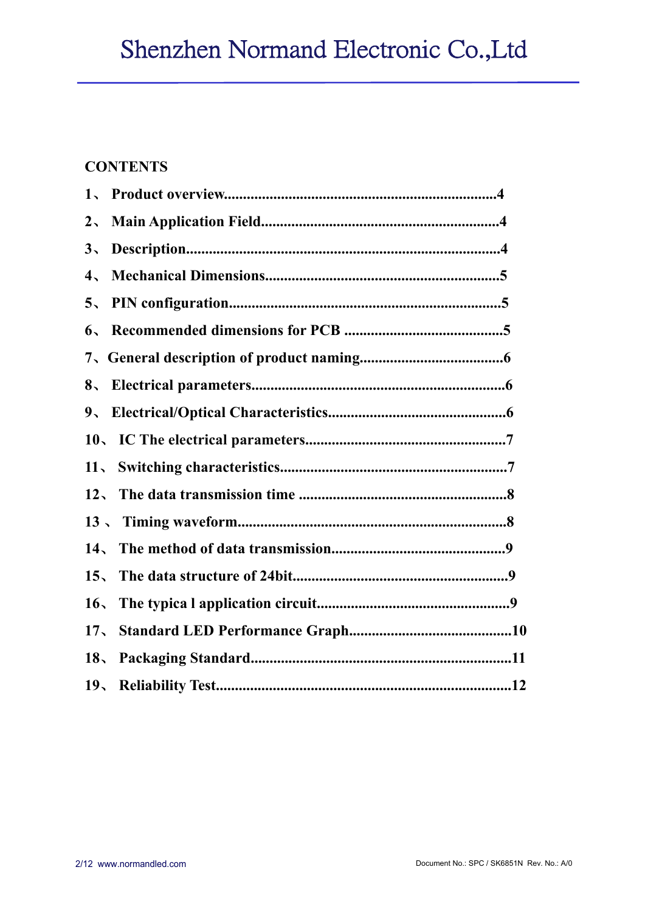**CONTENTS**

1、 Product overview.......................................................................4

2、 Main Application Field..............................................................4

3、 Description..................................................................................4

4、 Mechanical Dimensions..............................................................5

5、 PIN configuration........................................................................5

6、 Recommended dimensions for PCB ..........................................5

7、General description of product naming......................................6

8、 Electrical parameters...................................................................6

9、 Electrical/Optical Characteristics...............................................6

10、 IC The electrical parameters.....................................................7

11、 Switching characteristics...........................................................7

12、 The data transmission time .......................................................8

13 、 Timing waveform.......................................................................8

14、 The method of data transmission.............................................9

15、 The data structure of 24bit.........................................................9

16、 The typica l application circuit..................................................9

17、 Standard LED Performance Graph...........................................10

18、 Packaging Standard....................................................................11

19、 Reliability Test............................................................................12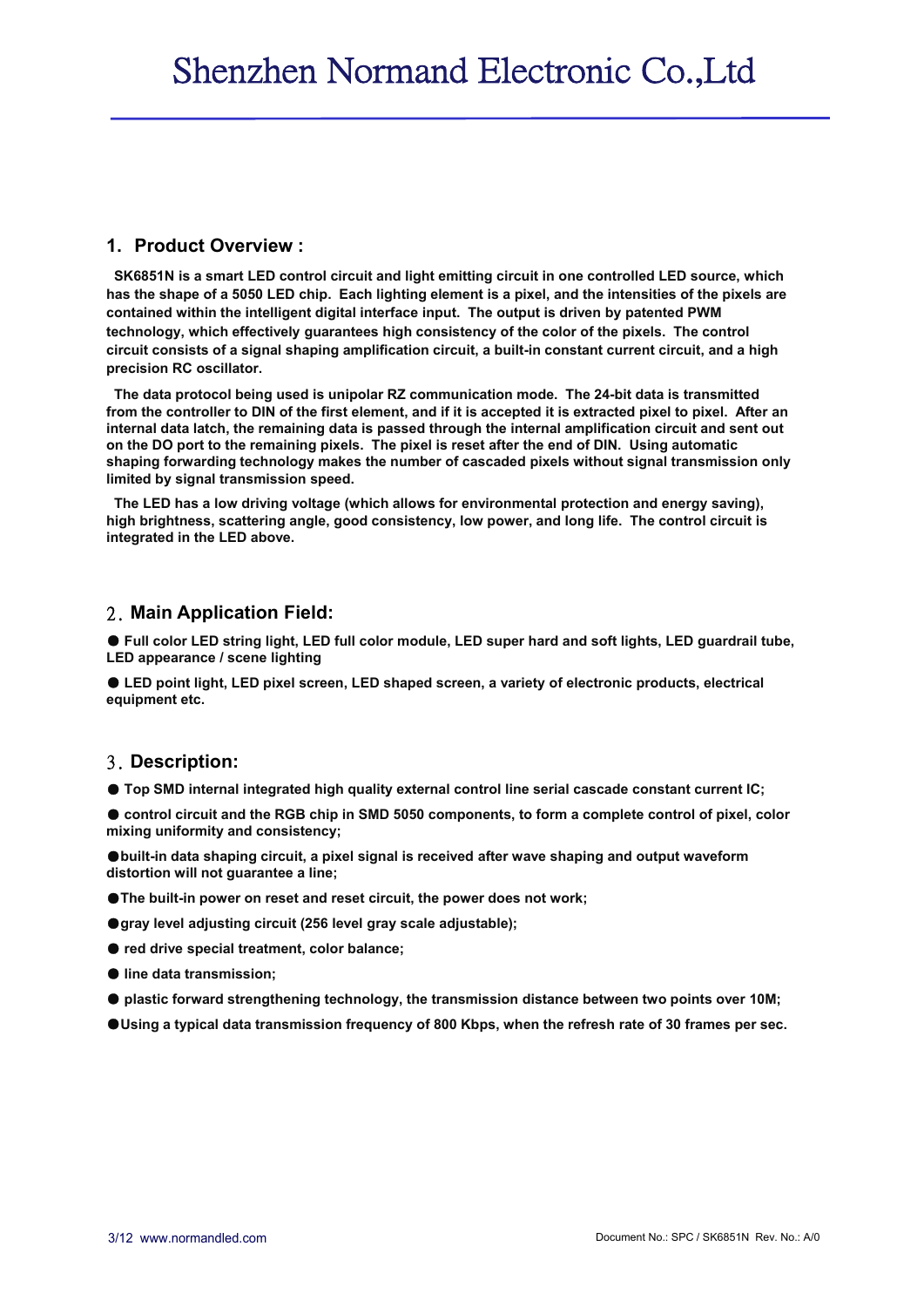## 1. Product Overview :

**SK6851N is a smart LED control circuit and light emitting circuit in one controlled LED source, which has the shape of a 5050 LED chip. Each lighting element is a pixel, and the intensities of the pixels are contained within the intelligent digital interface input. The output is driven by patented PWM technology, which effectively guarantees high consistency of the color of the pixels. The control circuit consists of a signal shaping amplification circuit, a built-in constant current circuit, and a high precision RC oscillator.**

**The data protocol being used is unipolar RZ communication mode. The 24-bit data is transmitted from the controller to DIN of the first element, and if it is accepted it is extracted pixel to pixel. After an internal data latch, the remaining data is passed through the internal amplification circuit and sent out on the DO port to the remaining pixels. The pixel is reset after the end of DIN. Using automatic shaping forwarding technology makes the number of cascaded pixels without signal transmission only limited by signal transmission speed.**

**The LED has a low driving voltage (which allows for environmental protection and energy saving), high brightness, scattering angle, good consistency, low power, and long life. The control circuit is integrated in the LED above.**

## 2．Main Application Field:

- **Full color LED string light, LED full color module, LED super hard and soft lights, LED guardrail tube, LED appearance / scene lighting**
- **LED point light, LED pixel screen, LED shaped screen, a variety of electronic products, electrical equipment etc.**

## 3．Description:

- **Top SMD internal integrated high quality external control line serial cascade constant current IC;**
- **control circuit and the RGB chip in SMD 5050 components, to form a complete control of pixel, color mixing uniformity and consistency;**
- **built-in data shaping circuit, a pixel signal is received after wave shaping and output waveform distortion will not guarantee a line;**
- **The built-in power on reset and reset circuit, the power does not work;**
- **gray level adjusting circuit (256 level gray scale adjustable);**
- **red drive special treatment, color balance;**
- **line data transmission;**
- **plastic forward strengthening technology, the transmission distance between two points over 10M;**
- **Using a typical data transmission frequency of 800 Kbps, when the refresh rate of 30 frames per sec.**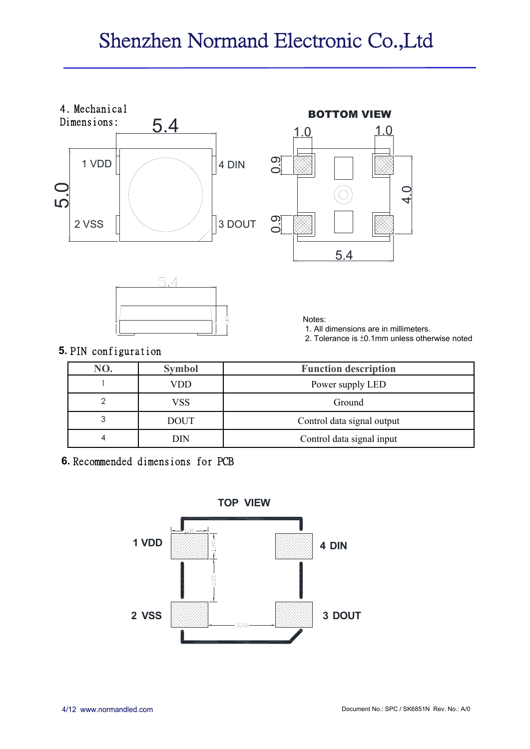4. Mechanical Dimensions:

BOTTOM VIEW

Notes:
1. All dimensions are in millimeters.
2. Tolerance is ±0.1mm unless otherwise noted

## 5. PIN configuration

| NO. | Symbol | Function description |
|---|---|---|
| 1 | VDD | Power supply LED |
| 2 | VSS | Ground |
| 3 | DOUT | Control data signal output |
| 4 | DIN | Control data signal input |

## 6. Recommended dimensions for PCB

TOP VIEW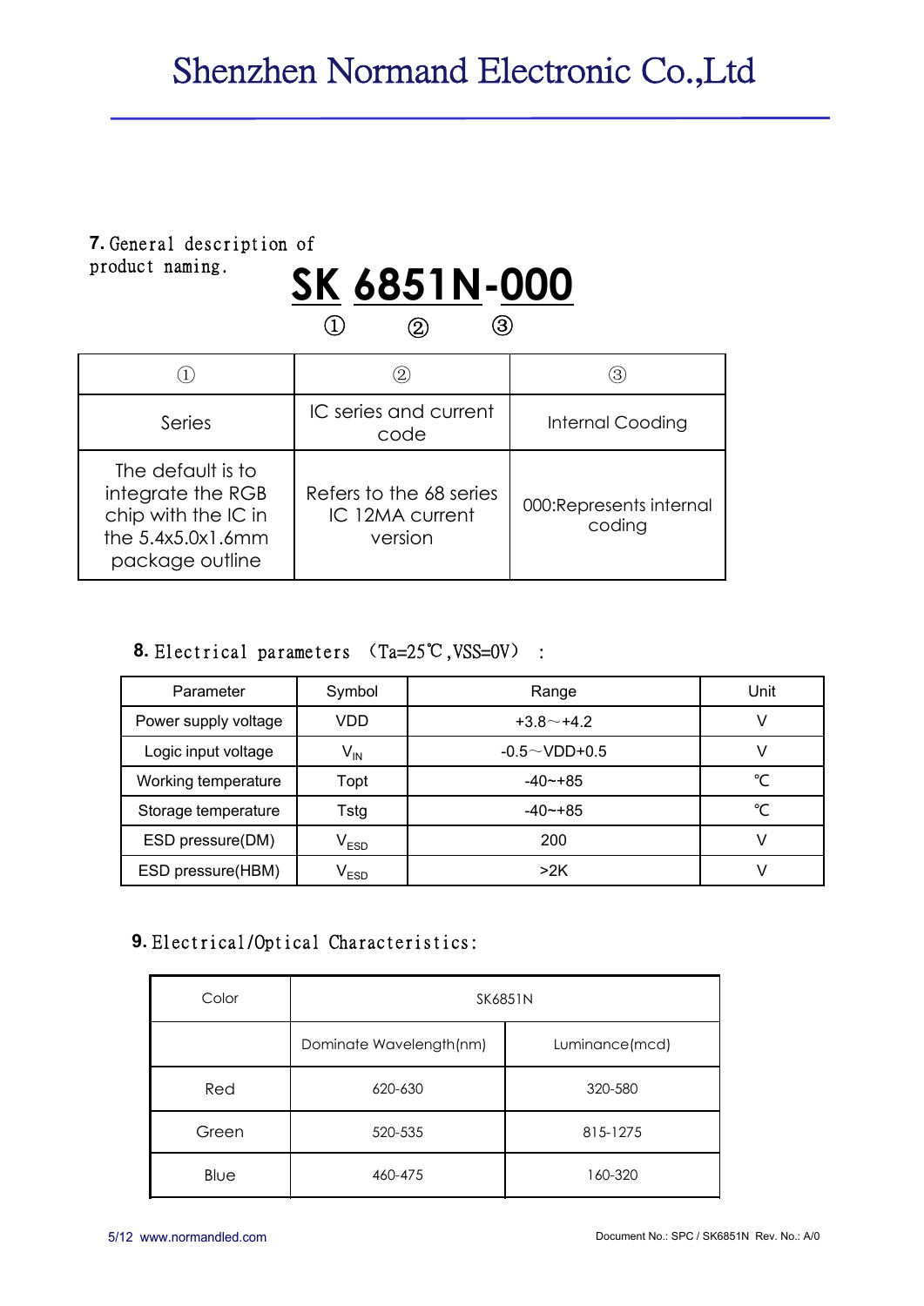**7.** General description of product naming.

**SK 6851N-000**

① ② ③

| ① | ② | ③ |
|---|---|---|
| Series | IC series and current code | Internal Cooding |
| The default is to integrate the RGB chip with the IC in the 5.4x5.0x1.6mm package outline | Refers to the 68 series IC 12MA current version | 000:Represents internal coding |

**8.** Electrical parameters （Ta=25℃,VSS=0V） ：

| Parameter | Symbol | Range | Unit |
|---|---|---|---|
| Power supply voltage | VDD | +3.8～+4.2 | V |
| Logic input voltage | $V_{IN}$ | -0.5～VDD+0.5 | V |
| Working temperature | Topt | -40~+85 | ℃ |
| Storage temperature | Tstg | -40~+85 | ℃ |
| ESD pressure(DM) | $V_{ESD}$ | 200 | V |
| ESD pressure(HBM) | $V_{ESD}$ | >2K | V |

**9.** Electrical/Optical Characteristics:

| Color | SK6851N | |
|---|---|---|
| | Dominate Wavelength(nm) | Luminance(mcd) |
| Red | 620-630 | 320-580 |
| Green | 520-535 | 815-1275 |
| Blue | 460-475 | 160-320 |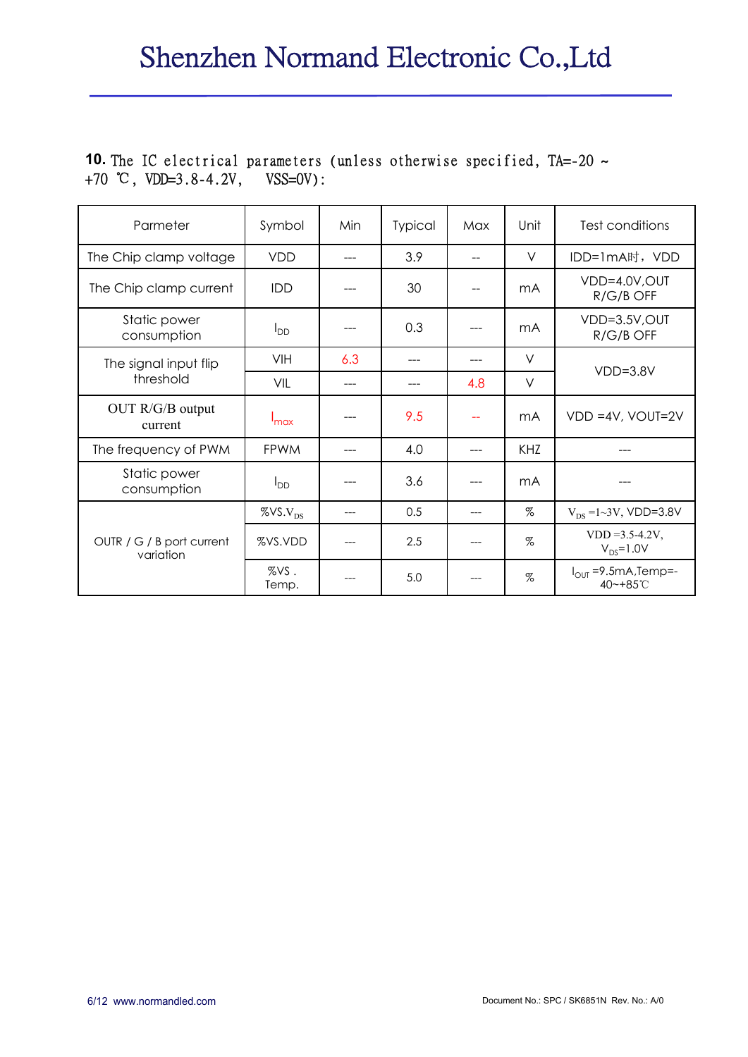**10.** The IC electrical parameters (unless otherwise specified, TA=-20 ~ +70 ℃, VDD=3.8-4.2V, VSS=0V):

| Parmeter | Symbol | Min | Typical | Max | Unit | Test conditions |
|---|---|---|---|---|---|---|
| The Chip clamp voltage | VDD | --- | 3.9 | -- | V | IDD=1mA时，VDD |
| The Chip clamp current | IDD | --- | 30 | -- | mA | VDD=4.0V,OUT R/G/B OFF |
| Static power consumption | $I_{DD}$ | --- | 0.3 | --- | mA | VDD=3.5V,OUT R/G/B OFF |
| The signal input flip threshold | VIH | 6.3 | --- | --- | V | VDD=3.8V |
| | VIL | --- | --- | 4.8 | V | |
| OUT R/G/B output current | $I_{max}$ | --- | 9.5 | -- | mA | VDD =4V, VOUT=2V |
| The frequency of PWM | FPWM | --- | 4.0 | --- | KHZ | --- |
| Static power consumption | $I_{DD}$ | --- | 3.6 | --- | mA | --- |
| OUTR / G / B port current variation | %VS.$V_{DS}$ | --- | 0.5 | --- | % | $V_{DS}$ =1~3V, VDD=3.8V |
| | %VS.VDD | --- | 2.5 | --- | % | VDD =3.5-4.2V, $V_{DS}$=1.0V |
| | %VS . Temp. | --- | 5.0 | --- | % | $I_{OUT}$ =9.5mA,Temp=-40~+85℃ |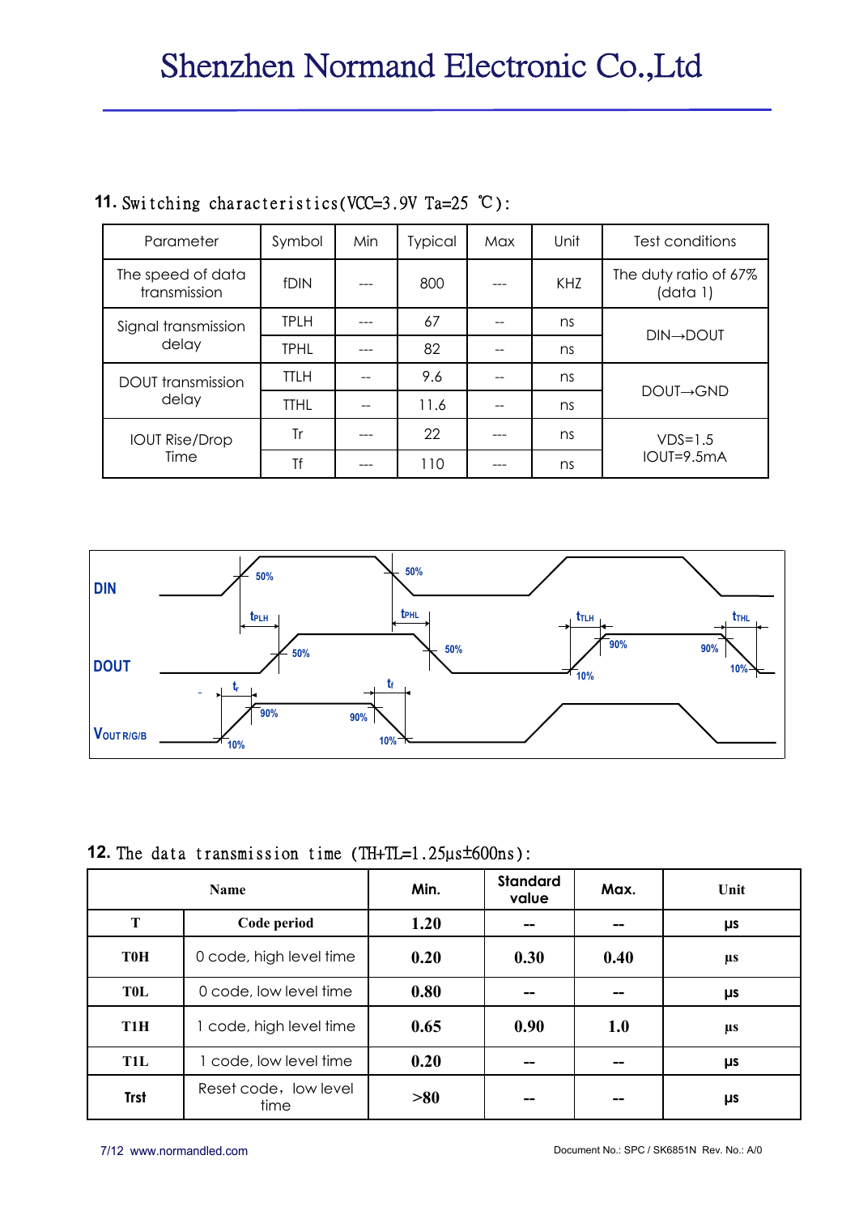## 11. Switching characteristics(VCC=3.9V Ta=25 ℃):

| Parameter | Symbol | Min | Typical | Max | Unit | Test conditions |
|---|---|---|---|---|---|---|
| The speed of data transmission | fDIN | --- | 800 | --- | KHZ | The duty ratio of 67% (data 1) |
| Signal transmission delay | TPLH | --- | 67 | -- | ns | DIN→DOUT |
| | TPHL | --- | 82 | -- | ns | |
| DOUT transmission delay | TTLH | -- | 9.6 | -- | ns | DOUT→GND |
| | TTHL | -- | 11.6 | -- | ns | |
| IOUT Rise/Drop Time | Tr | --- | 22 | --- | ns | VDS=1.5 IOUT=9.5mA |
| | Tf | --- | 110 | --- | ns | |

## 12. The data transmission time (TH+TL=1.25µs±600ns):

| Name | | Min. | Standard value | Max. | Unit |
|---|---|---|---|---|---|
| T | Code period | 1.20 | -- | -- | µs |
| T0H | 0 code, high level time | 0.20 | 0.30 | 0.40 | µs |
| T0L | 0 code, low level time | 0.80 | -- | -- | µs |
| T1H | 1 code, high level time | 0.65 | 0.90 | 1.0 | µs |
| T1L | 1 code, low level time | 0.20 | -- | -- | µs |
| Trst | Reset code，low level time | >80 | -- | -- | µs |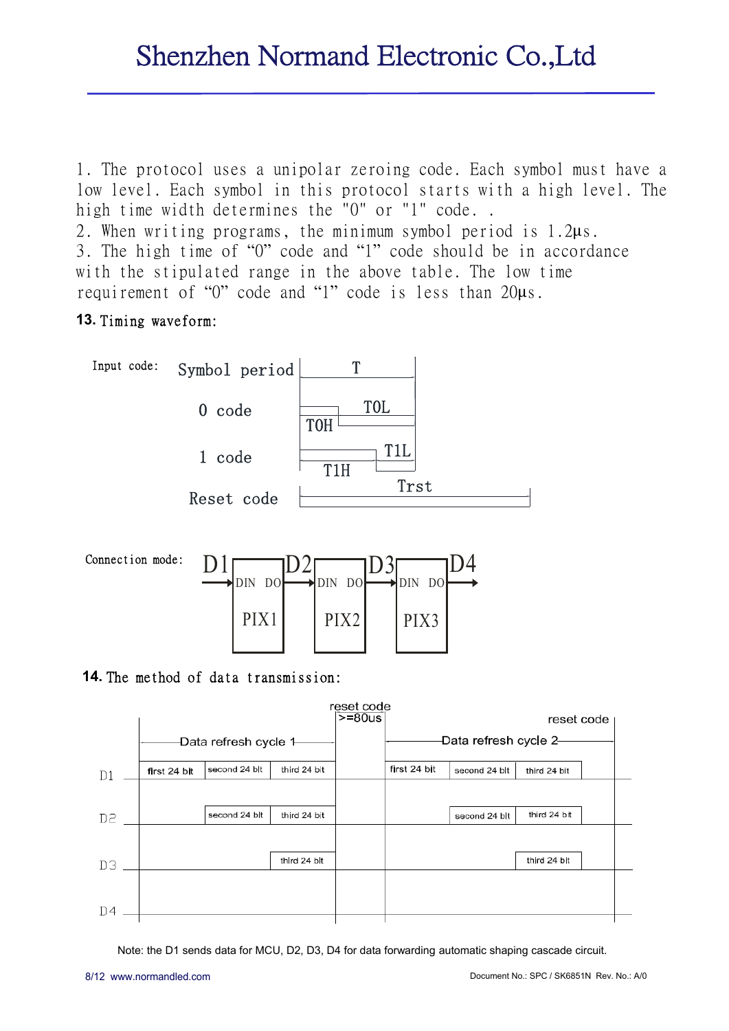1. The protocol uses a unipolar zeroing code. Each symbol must have a low level. Each symbol in this protocol starts with a high level. The high time width determines the "0" or "1" code. .
2. When writing programs, the minimum symbol period is 1.2µs.
3. The high time of “0” code and “1” code should be in accordance with the stipulated range in the above table. The low time requirement of “0” code and “1” code is less than 20µs.

**13.** Timing waveform:

Input code:

Symbol period T

0 code T0H T0L

1 code T1H T1L

Reset code Trst

Connection mode:

D1 → DIN PIX1 DO → D2 → DIN PIX2 DO → D3 → DIN PIX3 DO → D4

**14.** The method of data transmission:

| | Data refresh cycle 1 | | | reset code >=80us | Data refresh cycle 2 | | | reset code |
|---|---|---|---|---|---|---|---|---|
| D1 | first 24 bit | second 24 bit | third 24 bit | | first 24 bit | second 24 bit | third 24 bit | |
| D2 | | second 24 bit | third 24 bit | | | second 24 bit | third 24 bit | |
| D3 | | | third 24 bit | | | | third 24 bit | |
| D4 | | | | | | | | |

Note: the D1 sends data for MCU, D2, D3, D4 for data forwarding automatic shaping cascade circuit.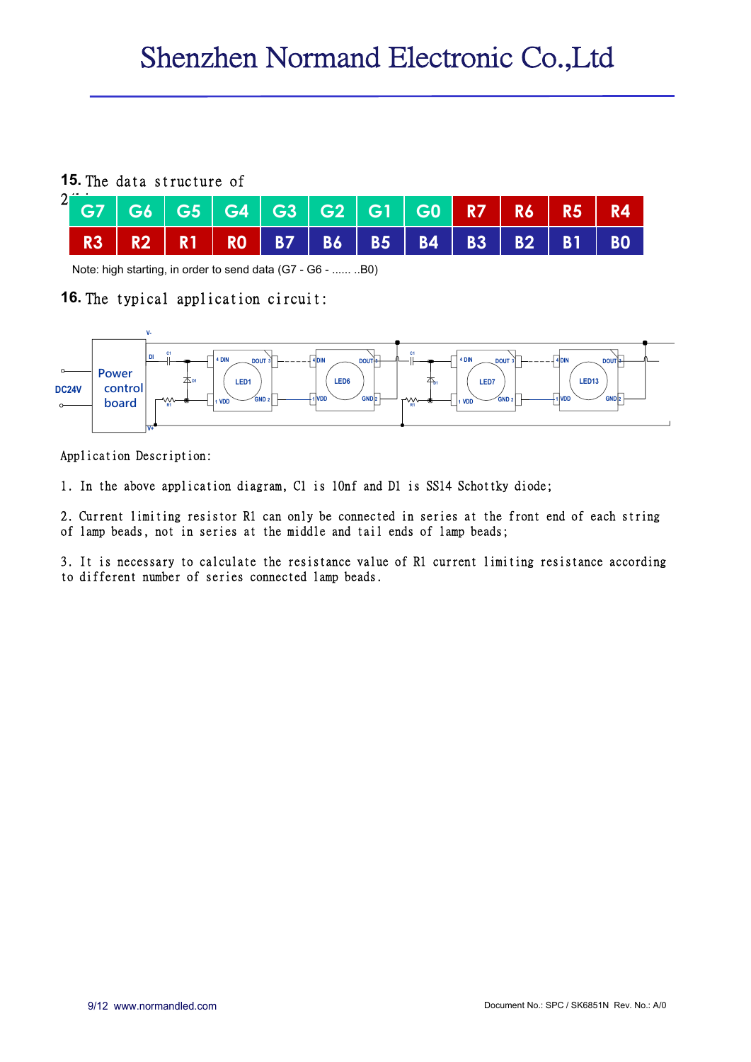**15.** The data structure of 24bit

| G7 | G6 | G5 | G4 | G3 | G2 | G1 | G0 | R7 | R6 | R5 | R4 |
|---|---|---|---|---|---|---|---|---|---|---|---|
| R3 | R2 | R1 | R0 | B7 | B6 | B5 | B4 | B3 | B2 | B1 | B0 |

Note: high starting, in order to send data (G7 - G6 - ...... ..B0)

**16.** The typical application circuit:

Application Description:

1. In the above application diagram, C1 is 10nf and D1 is SS14 Schottky diode;

2. Current limiting resistor R1 can only be connected in series at the front end of each string of lamp beads, not in series at the middle and tail ends of lamp beads;

3. It is necessary to calculate the resistance value of R1 current limiting resistance according to different number of series connected lamp beads.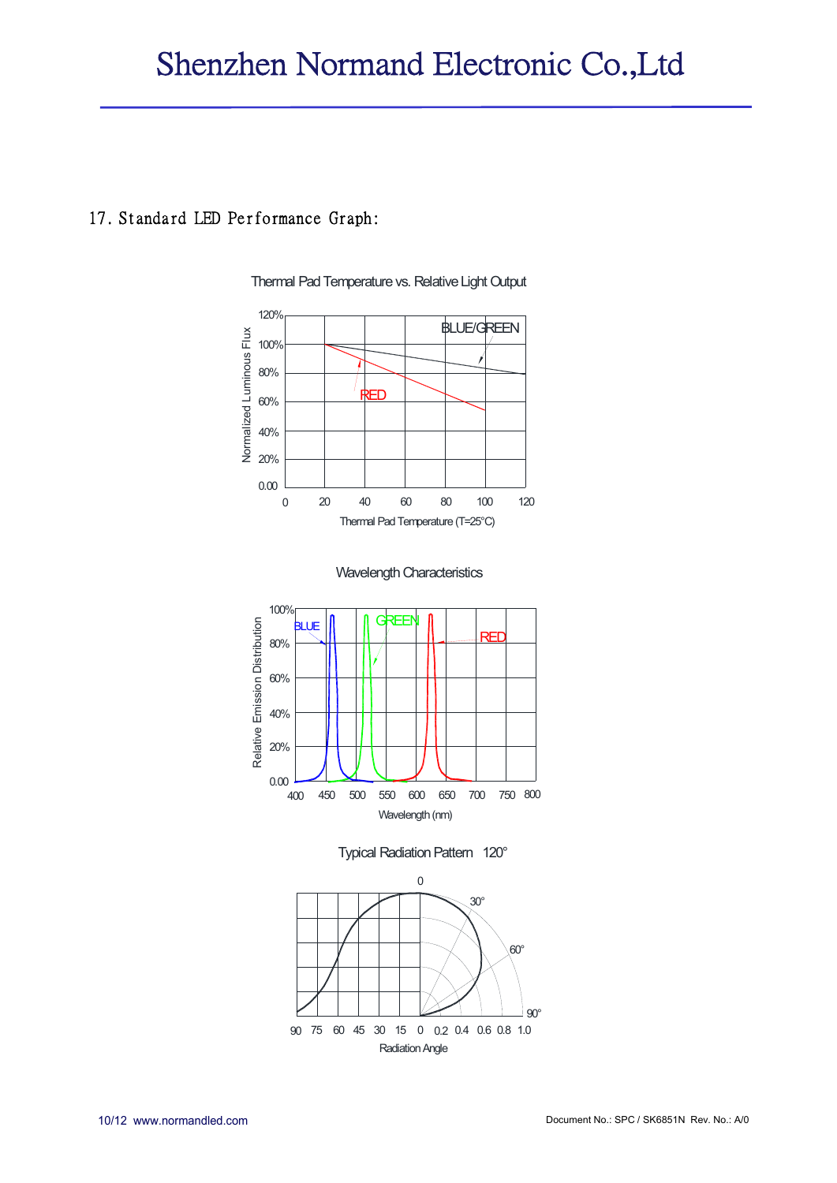## 17. Standard LED Performance Graph:

Thermal Pad Temperature vs. Relative Light Output

Wavelength Characteristics

Typical Radiation Pattern 120°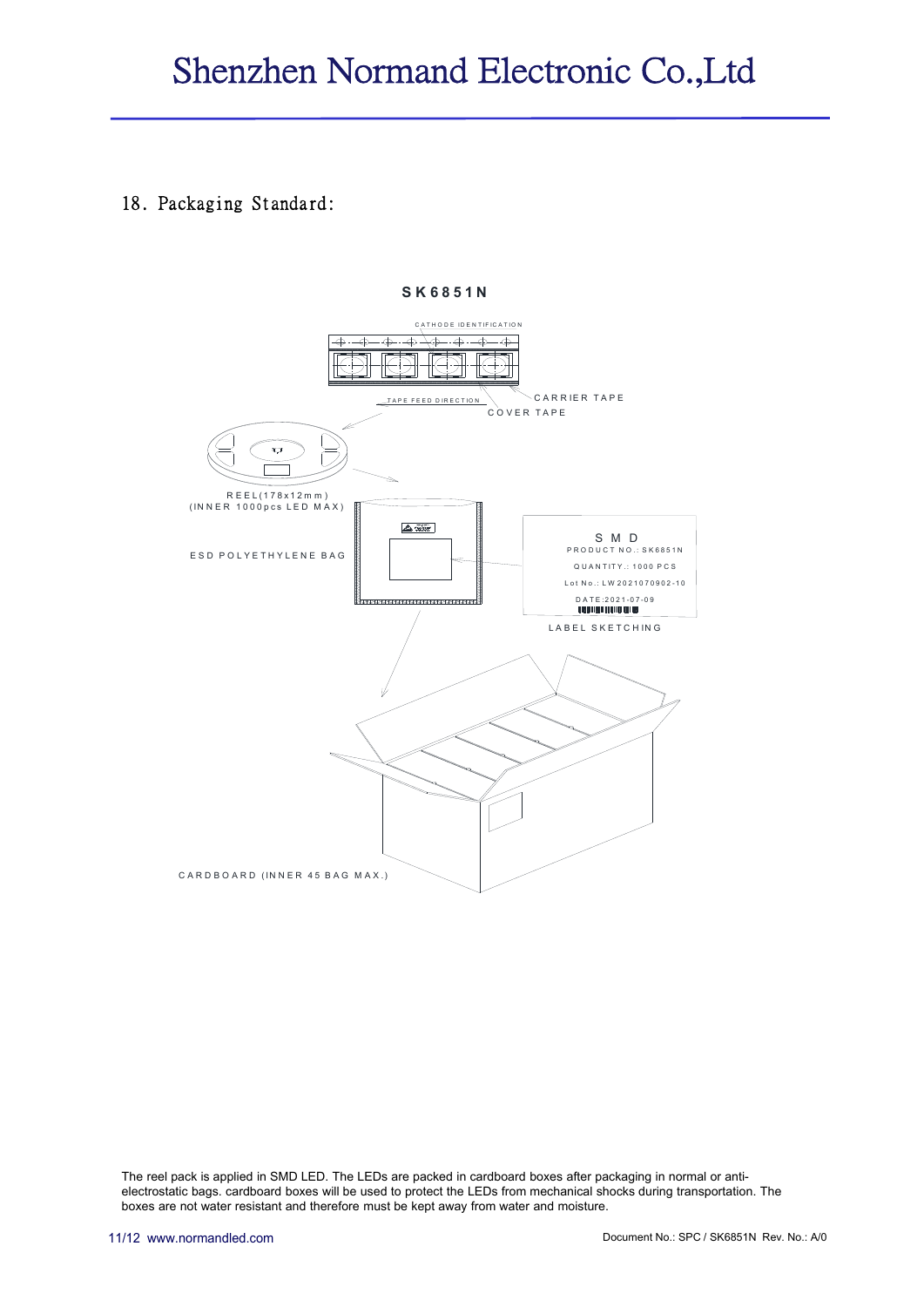## 18. Packaging Standard:

**SK6851N**

CATHODE IDENTIFICATION

TAPE FEED DIRECTION

CARRIER TAPE

COVER TAPE

REEL(178x12mm)
(INNER 1000pcs LED MAX)

ESD POLYETHYLENE BAG

SMD
PRODUCT NO.: SK6851N
QUANTITY.: 1000 PCS
Lot No.: LW2021070902-10
DATE:2021-07-09

LABEL SKETCHING

CARDBOARD (INNER 45 BAG MAX.)

The reel pack is applied in SMD LED. The LEDs are packed in cardboard boxes after packaging in normal or anti-electrostatic bags. cardboard boxes will be used to protect the LEDs from mechanical shocks during transportation. The boxes are not water resistant and therefore must be kept away from water and moisture.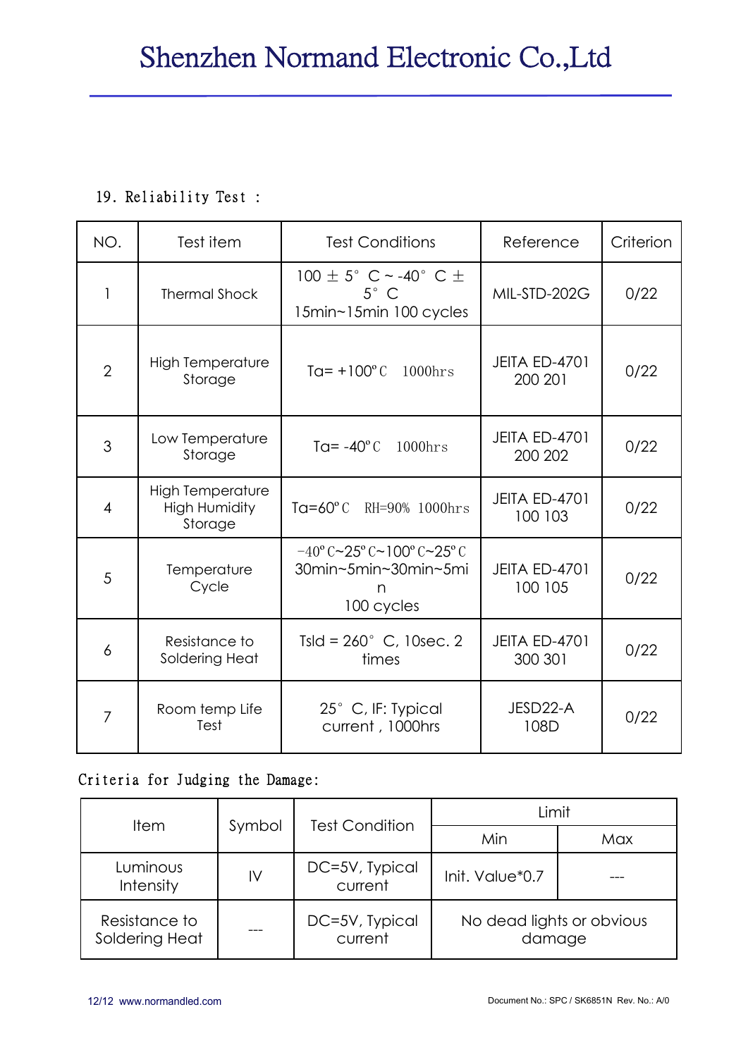## 19. Reliability Test :

| NO. | Test item | Test Conditions | Reference | Criterion |
|---|---|---|---|---|
| 1 | Thermal Shock | 100 ± 5° C ~ -40° C ± 5° C 15min~15min 100 cycles | MIL-STD-202G | 0/22 |
| 2 | High Temperature Storage | Ta= +100º C 1000hrs | JEITA ED-4701 200 201 | 0/22 |
| 3 | Low Temperature Storage | Ta= -40º C 1000hrs | JEITA ED-4701 200 202 | 0/22 |
| 4 | High Temperature High Humidity Storage | Ta=60º C RH=90% 1000hrs | JEITA ED-4701 100 103 | 0/22 |
| 5 | Temperature Cycle | -40º C~25º C~100º C~25º C 30min~5min~30min~5min 100 cycles | JEITA ED-4701 100 105 | 0/22 |
| 6 | Resistance to Soldering Heat | Tsld = 260° C, 10sec. 2 times | JEITA ED-4701 300 301 | 0/22 |
| 7 | Room temp Life Test | 25° C, IF: Typical current , 1000hrs | JESD22-A 108D | 0/22 |

Criteria for Judging the Damage:

| Item | Symbol | Test Condition | Limit | |
|---|---|---|---|---|
| | | | Min | Max |
| Luminous Intensity | IV | DC=5V, Typical current | Init. Value*0.7 | --- |
| Resistance to Soldering Heat | --- | DC=5V, Typical current | No dead lights or obvious damage | |